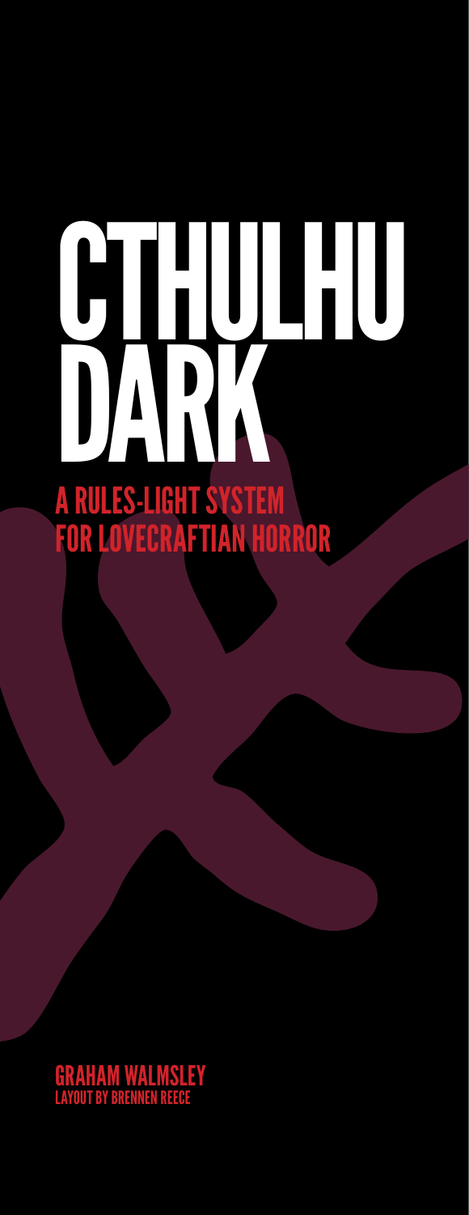# CTHULHU DARK

## A RULES-LIGHT SYSTEM FOR LOVECRAFTIAN HORROR

GRAHAM WALMSLEY

LAYOUT BY BRENNEN REECE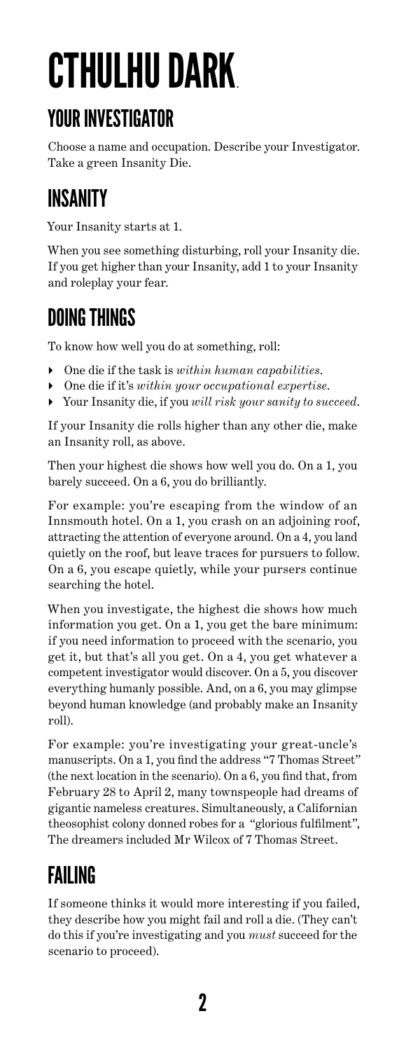# CTHULHU DARK

## YOUR INVESTIGATOR

Choose a name and occupation. Describe your Investigator. Take a green Insanity Die.

## INSANITY

Your Insanity starts at 1.

When you see something disturbing, roll your Insanity die. If you get higher than your Insanity, add 1 to your Insanity and roleplay your fear.

## DOING THINGS

To know how well you do at something, roll:

- One die if the task is *within human capabilities*.
- One die if it's *within your occupational expertise*.
- Your Insanity die, if you *will risk your sanity to succeed*.

If your Insanity die rolls higher than any other die, make an Insanity roll, as above.

Then your highest die shows how well you do. On a 1, you barely succeed. On a 6, you do brilliantly.

For example: you're escaping from the window of an Innsmouth hotel. On a 1, you crash on an adjoining roof, attracting the attention of everyone around. On a 4, you land quietly on the roof, but leave traces for pursuers to follow. On a 6, you escape quietly, while your pursers continue searching the hotel.

When you investigate, the highest die shows how much information you get. On a 1, you get the bare minimum: if you need information to proceed with the scenario, you get it, but that's all you get. On a 4, you get whatever a competent investigator would discover. On a 5, you discover everything humanly possible. And, on a 6, you may glimpse beyond human knowledge (and probably make an Insanity roll).

For example: you're investigating your great-uncle's manuscripts. On a 1, you find the address "7 Thomas Street" (the next location in the scenario). On a 6, you find that, from February 28 to April 2, many townspeople had dreams of gigantic nameless creatures. Simultaneously, a Californian theosophist colony donned robes for a "glorious fulfilment", The dreamers included Mr Wilcox of 7 Thomas Street.

## FAILING

If someone thinks it would more interesting if you failed, they describe how you might fail and roll a die. (They can't do this if you're investigating and you *must* succeed for the scenario to proceed).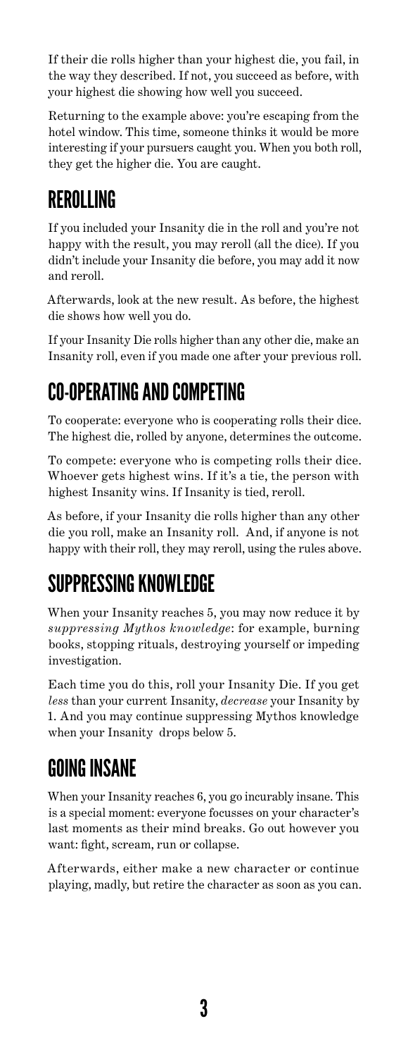If their die rolls higher than your highest die, you fail, in the way they described. If not, you succeed as before, with your highest die showing how well you succeed.

Returning to the example above: you're escaping from the hotel window. This time, someone thinks it would be more interesting if your pursuers caught you. When you both roll, they get the higher die. You are caught.

## REROLLING

If you included your Insanity die in the roll and you're not happy with the result, you may reroll (all the dice). If you didn't include your Insanity die before, you may add it now and reroll.

Afterwards, look at the new result. As before, the highest die shows how well you do.

If your Insanity Die rolls higher than any other die, make an Insanity roll, even if you made one after your previous roll.

## CO-OPERATING AND COMPETING

To cooperate: everyone who is cooperating rolls their dice. The highest die, rolled by anyone, determines the outcome.

To compete: everyone who is competing rolls their dice. Whoever gets highest wins. If it's a tie, the person with highest Insanity wins. If Insanity is tied, reroll.

As before, if your Insanity die rolls higher than any other die you roll, make an Insanity roll. And, if anyone is not happy with their roll, they may reroll, using the rules above.

## SUPPRESSING KNOWLEDGE

When your Insanity reaches 5, you may now reduce it by *suppressing Mythos knowledge*: for example, burning books, stopping rituals, destroying yourself or impeding investigation.

Each time you do this, roll your Insanity Die. If you get *less* than your current Insanity, *decrease* your Insanity by 1. And you may continue suppressing Mythos knowledge when your Insanity drops below 5.

## GOING INSANE

When your Insanity reaches 6, you go incurably insane. This is a special moment: everyone focusses on your character's last moments as their mind breaks. Go out however you want: fight, scream, run or collapse.

Afterwards, either make a new character or continue playing, madly, but retire the character as soon as you can.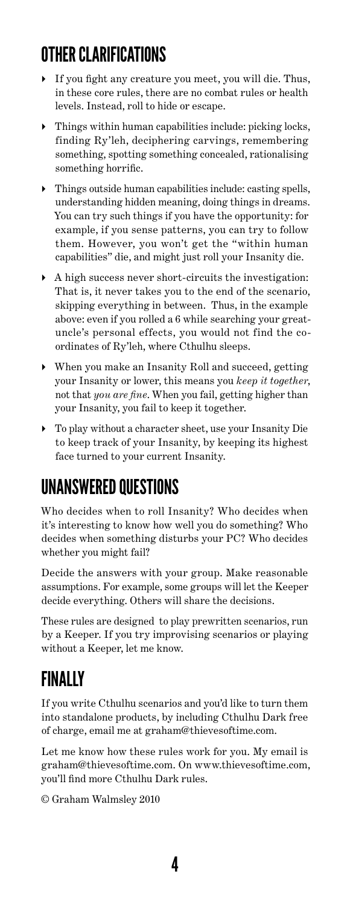## OTHER CLARIFICATIONS

- If you fight any creature you meet, you will die. Thus, in these core rules, there are no combat rules or health levels. Instead, roll to hide or escape.
- Things within human capabilities include: picking locks, finding Ry'leh, deciphering carvings, remembering something, spotting something concealed, rationalising something horrific.
- Things outside human capabilities include: casting spells, understanding hidden meaning, doing things in dreams. You can try such things if you have the opportunity: for example, if you sense patterns, you can try to follow them. However, you won't get the "within human capabilities" die, and might just roll your Insanity die.
- A high success never short-circuits the investigation: That is, it never takes you to the end of the scenario, skipping everything in between. Thus, in the example above: even if you rolled a 6 while searching your great-uncle's personal effects, you would not find the co-ordinates of Ry'leh, where Cthulhu sleeps.
- When you make an Insanity Roll and succeed, getting your Insanity or lower, this means you *keep it together*, not that *you are fine*. When you fail, getting higher than your Insanity, you fail to keep it together.
- To play without a character sheet, use your Insanity Die to keep track of your Insanity, by keeping its highest face turned to your current Insanity.

## UNANSWERED QUESTIONS

Who decides when to roll Insanity? Who decides when it's interesting to know how well you do something? Who decides when something disturbs your PC? Who decides whether you might fail?

Decide the answers with your group. Make reasonable assumptions. For example, some groups will let the Keeper decide everything. Others will share the decisions.

These rules are designed to play prewritten scenarios, run by a Keeper. If you try improvising scenarios or playing without a Keeper, let me know.

## FINALLY

If you write Cthulhu scenarios and you'd like to turn them into standalone products, by including Cthulhu Dark free of charge, email me at graham@thievesoftime.com.

Let me know how these rules work for you. My email is graham@thievesoftime.com. On www.thievesoftime.com, you'll find more Cthulhu Dark rules.

© Graham Walmsley 2010